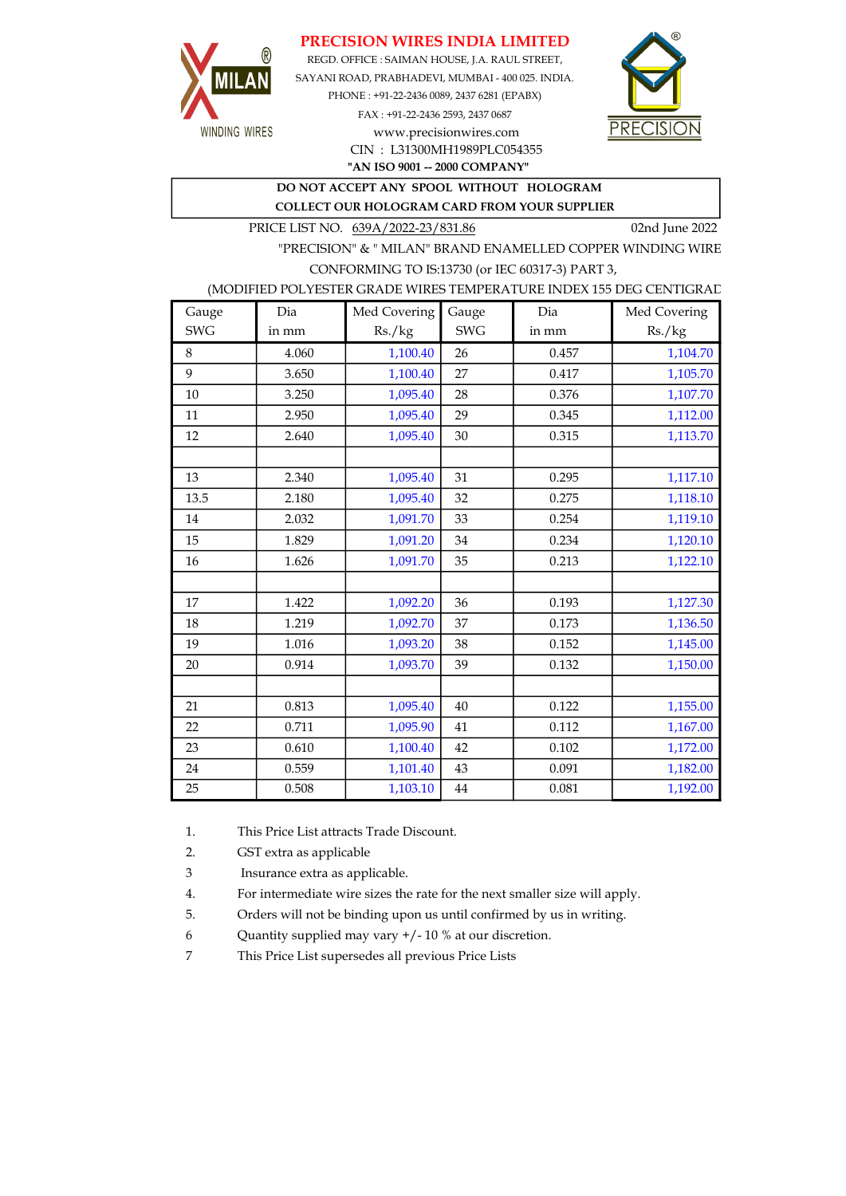# PRECISION WIRES INDIA LIMITED

MILAN® WINDING WIRES

REGD. OFFICE : SAIMAN HOUSE, J.A. RAUL STREET,
SAYANI ROAD, PRABHADEVI, MUMBAI - 400 025. INDIA.
PHONE : +91-22-2436 0089, 2437 6281 (EPABX)
FAX : +91-22-2436 2593, 2437 0687
www.precisionwires.com
CIN : L31300MH1989PLC054355
**"AN ISO 9001 -- 2000 COMPANY"**

PRECISION®

**DO NOT ACCEPT ANY SPOOL WITHOUT HOLOGRAM**
**COLLECT OUR HOLOGRAM CARD FROM YOUR SUPPLIER**

PRICE LIST NO. 639A/2022-23/831.86 — 02nd June 2022

"PRECISION" & " MILAN" BRAND ENAMELLED COPPER WINDING WIRE
CONFORMING TO IS:13730 (or IEC 60317-3) PART 3,
(MODIFIED POLYESTER GRADE WIRES TEMPERATURE INDEX 155 DEG CENTIGRAD

| Gauge SWG | Dia in mm | Med Covering Rs./kg | Gauge SWG | Dia in mm | Med Covering Rs./kg |
|---|---|---|---|---|---|
| 8 | 4.060 | 1,100.40 | 26 | 0.457 | 1,104.70 |
| 9 | 3.650 | 1,100.40 | 27 | 0.417 | 1,105.70 |
| 10 | 3.250 | 1,095.40 | 28 | 0.376 | 1,107.70 |
| 11 | 2.950 | 1,095.40 | 29 | 0.345 | 1,112.00 |
| 12 | 2.640 | 1,095.40 | 30 | 0.315 | 1,113.70 |
| | | | | | |
| 13 | 2.340 | 1,095.40 | 31 | 0.295 | 1,117.10 |
| 13.5 | 2.180 | 1,095.40 | 32 | 0.275 | 1,118.10 |
| 14 | 2.032 | 1,091.70 | 33 | 0.254 | 1,119.10 |
| 15 | 1.829 | 1,091.20 | 34 | 0.234 | 1,120.10 |
| 16 | 1.626 | 1,091.70 | 35 | 0.213 | 1,122.10 |
| | | | | | |
| 17 | 1.422 | 1,092.20 | 36 | 0.193 | 1,127.30 |
| 18 | 1.219 | 1,092.70 | 37 | 0.173 | 1,136.50 |
| 19 | 1.016 | 1,093.20 | 38 | 0.152 | 1,145.00 |
| 20 | 0.914 | 1,093.70 | 39 | 0.132 | 1,150.00 |
| | | | | | |
| 21 | 0.813 | 1,095.40 | 40 | 0.122 | 1,155.00 |
| 22 | 0.711 | 1,095.90 | 41 | 0.112 | 1,167.00 |
| 23 | 0.610 | 1,100.40 | 42 | 0.102 | 1,172.00 |
| 24 | 0.559 | 1,101.40 | 43 | 0.091 | 1,182.00 |
| 25 | 0.508 | 1,103.10 | 44 | 0.081 | 1,192.00 |

1. This Price List attracts Trade Discount.
2. GST extra as applicable
3. Insurance extra as applicable.
4. For intermediate wire sizes the rate for the next smaller size will apply.
5. Orders will not be binding upon us until confirmed by us in writing.
6. Quantity supplied may vary +/- 10 % at our discretion.
7. This Price List supersedes all previous Price Lists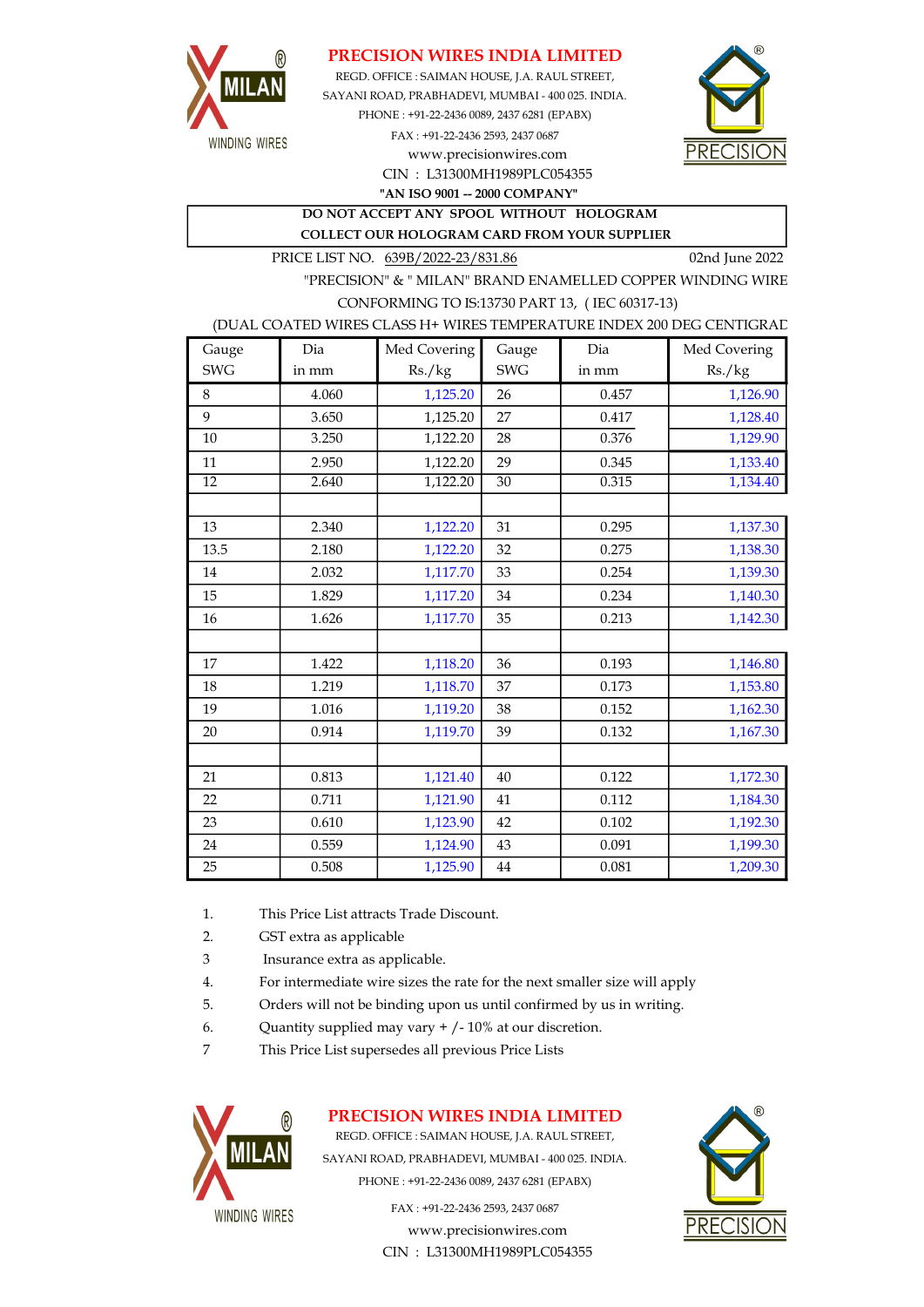MILAN® WINDING WIRES

# PRECISION WIRES INDIA LIMITED

REGD. OFFICE : SAIMAN HOUSE, J.A. RAUL STREET,
SAYANI ROAD, PRABHADEVI, MUMBAI - 400 025. INDIA.
PHONE : +91-22-2436 0089, 2437 6281 (EPABX)
FAX : +91-22-2436 2593, 2437 0687
www.precisionwires.com
CIN : L31300MH1989PLC054355
**"AN ISO 9001 -- 2000 COMPANY"**

PRECISION®

**DO NOT ACCEPT ANY SPOOL WITHOUT HOLOGRAM**
**COLLECT OUR HOLOGRAM CARD FROM YOUR SUPPLIER**

PRICE LIST NO. 639B/2022-23/831.86 — 02nd June 2022

"PRECISION" & " MILAN" BRAND ENAMELLED COPPER WINDING WIRE
CONFORMING TO IS:13730 PART 13, ( IEC 60317-13)
(DUAL COATED WIRES CLASS H+ WIRES TEMPERATURE INDEX 200 DEG CENTIGRAD

| Gauge SWG | Dia in mm | Med Covering Rs./kg | Gauge SWG | Dia in mm | Med Covering Rs./kg |
|---|---|---|---|---|---|
| 8 | 4.060 | 1,125.20 | 26 | 0.457 | 1,126.90 |
| 9 | 3.650 | 1,125.20 | 27 | 0.417 | 1,128.40 |
| 10 | 3.250 | 1,122.20 | 28 | 0.376 | 1,129.90 |
| 11 | 2.950 | 1,122.20 | 29 | 0.345 | 1,133.40 |
| 12 | 2.640 | 1,122.20 | 30 | 0.315 | 1,134.40 |
| | | | | | |
| 13 | 2.340 | 1,122.20 | 31 | 0.295 | 1,137.30 |
| 13.5 | 2.180 | 1,122.20 | 32 | 0.275 | 1,138.30 |
| 14 | 2.032 | 1,117.70 | 33 | 0.254 | 1,139.30 |
| 15 | 1.829 | 1,117.20 | 34 | 0.234 | 1,140.30 |
| 16 | 1.626 | 1,117.70 | 35 | 0.213 | 1,142.30 |
| | | | | | |
| 17 | 1.422 | 1,118.20 | 36 | 0.193 | 1,146.80 |
| 18 | 1.219 | 1,118.70 | 37 | 0.173 | 1,153.80 |
| 19 | 1.016 | 1,119.20 | 38 | 0.152 | 1,162.30 |
| 20 | 0.914 | 1,119.70 | 39 | 0.132 | 1,167.30 |
| | | | | | |
| 21 | 0.813 | 1,121.40 | 40 | 0.122 | 1,172.30 |
| 22 | 0.711 | 1,121.90 | 41 | 0.112 | 1,184.30 |
| 23 | 0.610 | 1,123.90 | 42 | 0.102 | 1,192.30 |
| 24 | 0.559 | 1,124.90 | 43 | 0.091 | 1,199.30 |
| 25 | 0.508 | 1,125.90 | 44 | 0.081 | 1,209.30 |

1. This Price List attracts Trade Discount.
2. GST extra as applicable
3. Insurance extra as applicable.
4. For intermediate wire sizes the rate for the next smaller size will apply
5. Orders will not be binding upon us until confirmed by us in writing.
6. Quantity supplied may vary + /- 10% at our discretion.
7. This Price List supersedes all previous Price Lists

MILAN® WINDING WIRES

# PRECISION WIRES INDIA LIMITED

REGD. OFFICE : SAIMAN HOUSE, J.A. RAUL STREET,
SAYANI ROAD, PRABHADEVI, MUMBAI - 400 025. INDIA.
PHONE : +91-22-2436 0089, 2437 6281 (EPABX)
FAX : +91-22-2436 2593, 2437 0687
www.precisionwires.com
CIN : L31300MH1989PLC054355

PRECISION®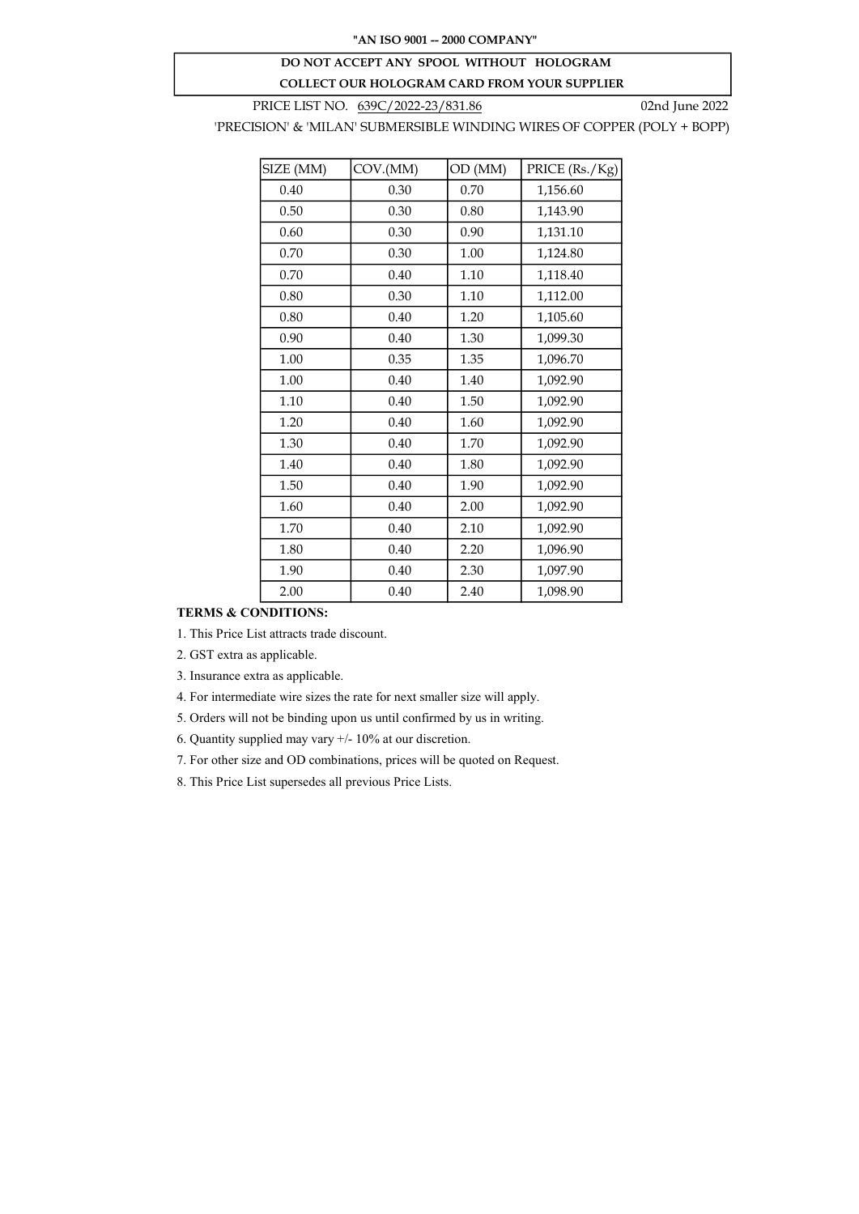**"AN ISO 9001 -- 2000 COMPANY"**

**DO NOT ACCEPT ANY SPOOL WITHOUT HOLOGRAM**

**COLLECT OUR HOLOGRAM CARD FROM YOUR SUPPLIER**

PRICE LIST NO. 639C/2022-23/831.86 02nd June 2022

'PRECISION' & 'MILAN' SUBMERSIBLE WINDING WIRES OF COPPER (POLY + BOPP)

| SIZE (MM) | COV.(MM) | OD (MM) | PRICE (Rs./Kg) |
|---|---|---|---|
| 0.40 | 0.30 | 0.70 | 1,156.60 |
| 0.50 | 0.30 | 0.80 | 1,143.90 |
| 0.60 | 0.30 | 0.90 | 1,131.10 |
| 0.70 | 0.30 | 1.00 | 1,124.80 |
| 0.70 | 0.40 | 1.10 | 1,118.40 |
| 0.80 | 0.30 | 1.10 | 1,112.00 |
| 0.80 | 0.40 | 1.20 | 1,105.60 |
| 0.90 | 0.40 | 1.30 | 1,099.30 |
| 1.00 | 0.35 | 1.35 | 1,096.70 |
| 1.00 | 0.40 | 1.40 | 1,092.90 |
| 1.10 | 0.40 | 1.50 | 1,092.90 |
| 1.20 | 0.40 | 1.60 | 1,092.90 |
| 1.30 | 0.40 | 1.70 | 1,092.90 |
| 1.40 | 0.40 | 1.80 | 1,092.90 |
| 1.50 | 0.40 | 1.90 | 1,092.90 |
| 1.60 | 0.40 | 2.00 | 1,092.90 |
| 1.70 | 0.40 | 2.10 | 1,092.90 |
| 1.80 | 0.40 | 2.20 | 1,096.90 |
| 1.90 | 0.40 | 2.30 | 1,097.90 |
| 2.00 | 0.40 | 2.40 | 1,098.90 |

**TERMS & CONDITIONS:**

1. This Price List attracts trade discount.
2. GST extra as applicable.
3. Insurance extra as applicable.
4. For intermediate wire sizes the rate for next smaller size will apply.
5. Orders will not be binding upon us until confirmed by us in writing.
6. Quantity supplied may vary +/- 10% at our discretion.
7. For other size and OD combinations, prices will be quoted on Request.
8. This Price List supersedes all previous Price Lists.